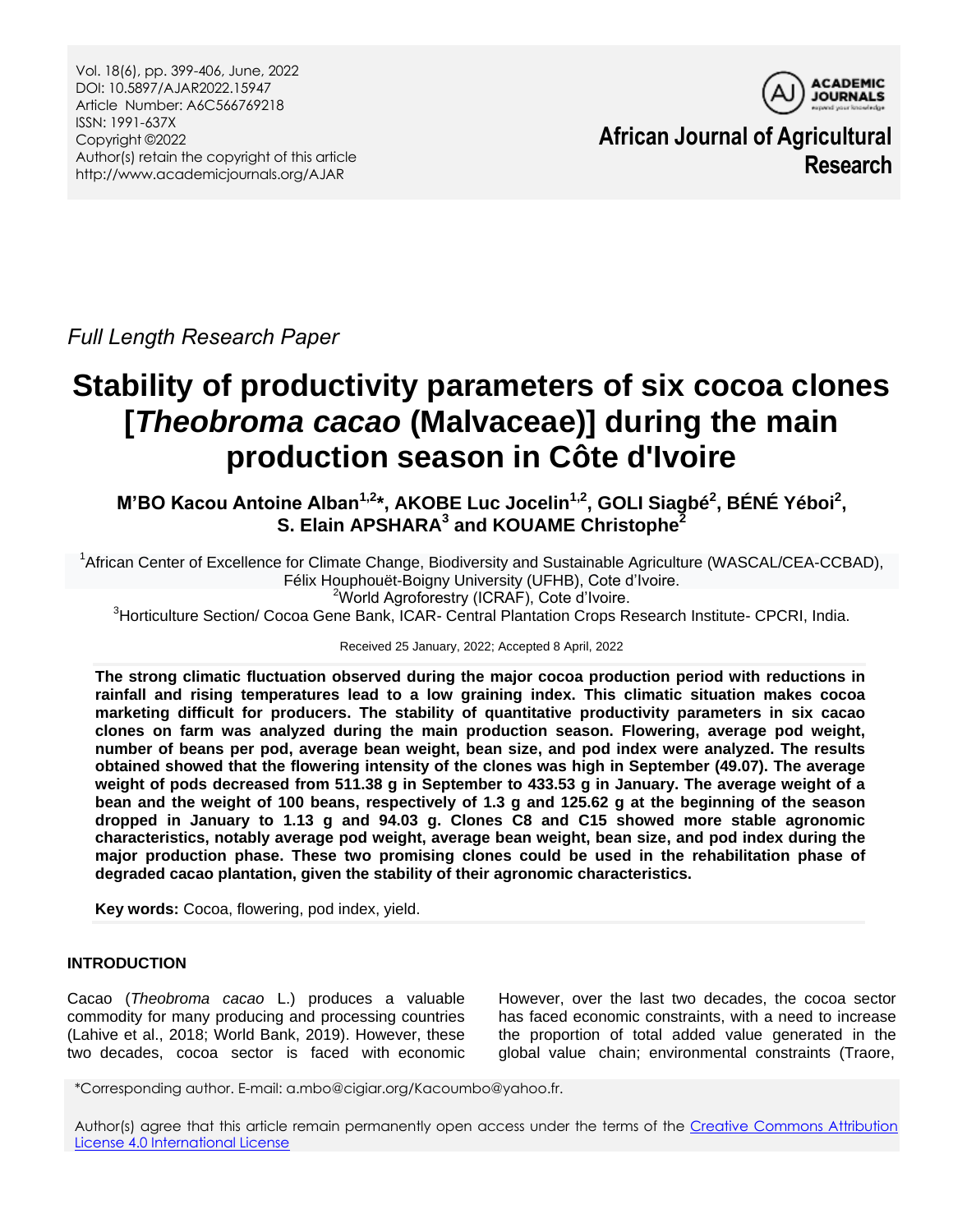Full Length Research Paper

# Stability of productivity parameters of six cocoa clones [*Theobroma cacao* (Malvaceae)] during the main production season in Côte d'Ivoire

**M'BO Kacou Antoine Alban[1,2]*, AKOBE Luc Jocelin[1,2], GOLI Siagbé[2], BÉNÉ Yéboi[2], S. Elain APSHARA[3] and KOUAME Christophe[2]**

[1]African Center of Excellence for Climate Change, Biodiversity and Sustainable Agriculture (WASCAL/CEA-CCBAD), Félix Houphouët-Boigny University (UFHB), Cote d'Ivoire.
[2]World Agroforestry (ICRAF), Cote d'Ivoire.
[3]Horticulture Section/ Cocoa Gene Bank, ICAR- Central Plantation Crops Research Institute- CPCRI, India.

Received 25 January, 2022; Accepted 8 April, 2022

**The strong climatic fluctuation observed during the major cocoa production period with reductions in rainfall and rising temperatures lead to a low graining index. This climatic situation makes cocoa marketing difficult for producers. The stability of quantitative productivity parameters in six cacao clones on farm was analyzed during the main production season. Flowering, average pod weight, number of beans per pod, average bean weight, bean size, and pod index were analyzed. The results obtained showed that the flowering intensity of the clones was high in September (49.07). The average weight of pods decreased from 511.38 g in September to 433.53 g in January. The average weight of a bean and the weight of 100 beans, respectively of 1.3 g and 125.62 g at the beginning of the season dropped in January to 1.13 g and 94.03 g. Clones C8 and C15 showed more stable agronomic characteristics, notably average pod weight, average bean weight, bean size, and pod index during the major production phase. These two promising clones could be used in the rehabilitation phase of degraded cacao plantation, given the stability of their agronomic characteristics.**

**Key words:** Cocoa, flowering, pod index, yield.

## INTRODUCTION

Cacao (*Theobroma cacao* L.) produces a valuable commodity for many producing and processing countries (Lahive et al., 2018; World Bank, 2019). However, these two decades, cocoa sector is faced with economic However, over the last two decades, the cocoa sector has faced economic constraints, with a need to increase the proportion of total added value generated in the global value chain; environmental constraints (Traore,

*Corresponding author. E-mail: a.mbo@cigiar.org/Kacoumbo@yahoo.fr.

Author(s) agree that this article remain permanently open access under the terms of the Creative Commons Attribution License 4.0 International License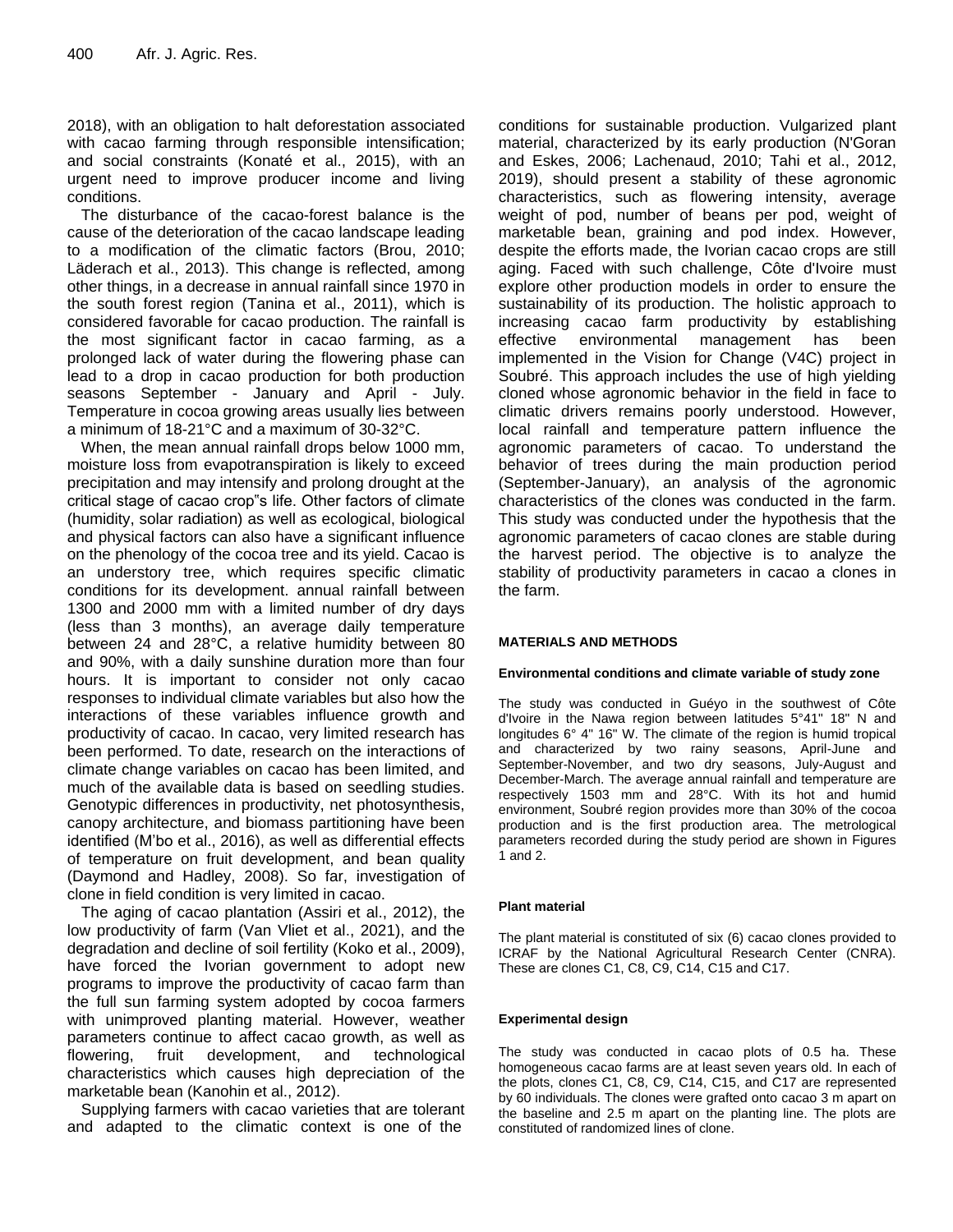2018), with an obligation to halt deforestation associated with cacao farming through responsible intensification; and social constraints (Konaté et al., 2015), with an urgent need to improve producer income and living conditions.

The disturbance of the cacao-forest balance is the cause of the deterioration of the cacao landscape leading to a modification of the climatic factors (Brou, 2010; Läderach et al., 2013). This change is reflected, among other things, in a decrease in annual rainfall since 1970 in the south forest region (Tanina et al., 2011), which is considered favorable for cacao production. The rainfall is the most significant factor in cacao farming, as a prolonged lack of water during the flowering phase can lead to a drop in cacao production for both production seasons September - January and April - July. Temperature in cocoa growing areas usually lies between a minimum of 18-21°C and a maximum of 30-32°C.

When, the mean annual rainfall drops below 1000 mm, moisture loss from evapotranspiration is likely to exceed precipitation and may intensify and prolong drought at the critical stage of cacao crop"s life. Other factors of climate (humidity, solar radiation) as well as ecological, biological and physical factors can also have a significant influence on the phenology of the cocoa tree and its yield. Cacao is an understory tree, which requires specific climatic conditions for its development. annual rainfall between 1300 and 2000 mm with a limited number of dry days (less than 3 months), an average daily temperature between 24 and 28°C, a relative humidity between 80 and 90%, with a daily sunshine duration more than four hours. It is important to consider not only cacao responses to individual climate variables but also how the interactions of these variables influence growth and productivity of cacao. In cacao, very limited research has been performed. To date, research on the interactions of climate change variables on cacao has been limited, and much of the available data is based on seedling studies. Genotypic differences in productivity, net photosynthesis, canopy architecture, and biomass partitioning have been identified (M'bo et al., 2016), as well as differential effects of temperature on fruit development, and bean quality (Daymond and Hadley, 2008). So far, investigation of clone in field condition is very limited in cacao.

The aging of cacao plantation (Assiri et al., 2012), the low productivity of farm (Van Vliet et al., 2021), and the degradation and decline of soil fertility (Koko et al., 2009), have forced the Ivorian government to adopt new programs to improve the productivity of cacao farm than the full sun farming system adopted by cocoa farmers with unimproved planting material. However, weather parameters continue to affect cacao growth, as well as flowering, fruit development, and technological characteristics which causes high depreciation of the marketable bean (Kanohin et al., 2012).

Supplying farmers with cacao varieties that are tolerant and adapted to the climatic context is one of the conditions for sustainable production. Vulgarized plant material, characterized by its early production (N'Goran and Eskes, 2006; Lachenaud, 2010; Tahi et al., 2012, 2019), should present a stability of these agronomic characteristics, such as flowering intensity, average weight of pod, number of beans per pod, weight of marketable bean, graining and pod index. However, despite the efforts made, the Ivorian cacao crops are still aging. Faced with such challenge, Côte d'Ivoire must explore other production models in order to ensure the sustainability of its production. The holistic approach to increasing cacao farm productivity by establishing effective environmental management has been implemented in the Vision for Change (V4C) project in Soubré. This approach includes the use of high yielding cloned whose agronomic behavior in the field in face to climatic drivers remains poorly understood. However, local rainfall and temperature pattern influence the agronomic parameters of cacao. To understand the behavior of trees during the main production period (September-January), an analysis of the agronomic characteristics of the clones was conducted in the farm. This study was conducted under the hypothesis that the agronomic parameters of cacao clones are stable during the harvest period. The objective is to analyze the stability of productivity parameters in cacao a clones in the farm.

## MATERIALS AND METHODS

### Environmental conditions and climate variable of study zone

The study was conducted in Guéyo in the southwest of Côte d'Ivoire in the Nawa region between latitudes 5°41" 18" N and longitudes 6° 4" 16" W. The climate of the region is humid tropical and characterized by two rainy seasons, April-June and September-November, and two dry seasons, July-August and December-March. The average annual rainfall and temperature are respectively 1503 mm and 28°C. With its hot and humid environment, Soubré region provides more than 30% of the cocoa production and is the first production area. The metrological parameters recorded during the study period are shown in Figures 1 and 2.

### Plant material

The plant material is constituted of six (6) cacao clones provided to ICRAF by the National Agricultural Research Center (CNRA). These are clones C1, C8, C9, C14, C15 and C17.

### Experimental design

The study was conducted in cacao plots of 0.5 ha. These homogeneous cacao farms are at least seven years old. In each of the plots, clones C1, C8, C9, C14, C15, and C17 are represented by 60 individuals. The clones were grafted onto cacao 3 m apart on the baseline and 2.5 m apart on the planting line. The plots are constituted of randomized lines of clone.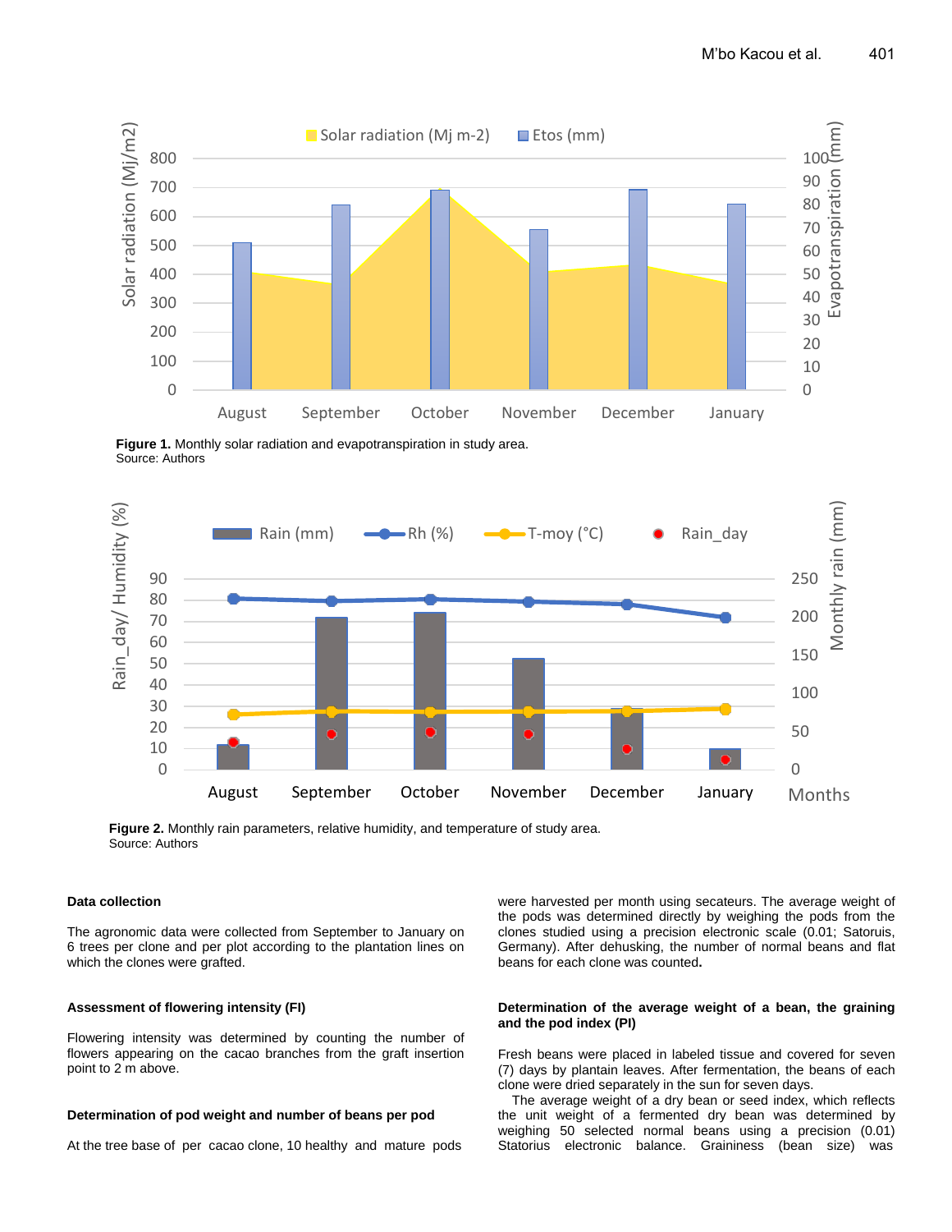Figure 1. Monthly solar radiation and evapotranspiration in study area.
Source: Authors

Figure 2. Monthly rain parameters, relative humidity, and temperature of study area.
Source: Authors

### Data collection

The agronomic data were collected from September to January on 6 trees per clone and per plot according to the plantation lines on which the clones were grafted.

### Assessment of flowering intensity (FI)

Flowering intensity was determined by counting the number of flowers appearing on the cacao branches from the graft insertion point to 2 m above.

### Determination of pod weight and number of beans per pod

At the tree base of per cacao clone, 10 healthy and mature pods were harvested per month using secateurs. The average weight of the pods was determined directly by weighing the pods from the clones studied using a precision electronic scale (0.01; Satoruis, Germany). After dehusking, the number of normal beans and flat beans for each clone was counted.

### Determination of the average weight of a bean, the graining and the pod index (PI)

Fresh beans were placed in labeled tissue and covered for seven (7) days by plantain leaves. After fermentation, the beans of each clone were dried separately in the sun for seven days.

The average weight of a dry bean or seed index, which reflects the unit weight of a fermented dry bean was determined by weighing 50 selected normal beans using a precision (0.01) Statorius electronic balance. Graininess (bean size) was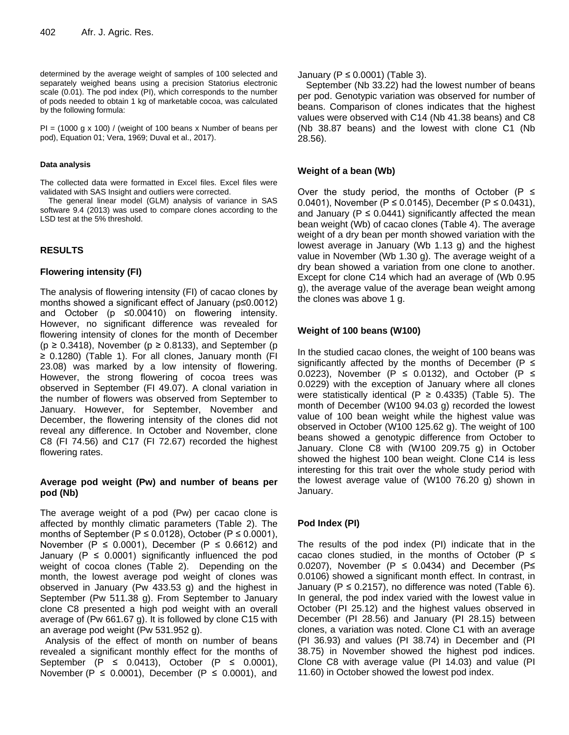determined by the average weight of samples of 100 selected and separately weighed beans using a precision Statorius electronic scale (0.01). The pod index (PI), which corresponds to the number of pods needed to obtain 1 kg of marketable cocoa, was calculated by the following formula:

PI = (1000 g x 100) / (weight of 100 beans x Number of beans per pod), Equation 01; Vera, 1969; Duval et al., 2017).

#### Data analysis

The collected data were formatted in Excel files. Excel files were validated with SAS Insight and outliers were corrected.

The general linear model (GLM) analysis of variance in SAS software 9.4 (2013) was used to compare clones according to the LSD test at the 5% threshold.

## RESULTS

### Flowering intensity (FI)

The analysis of flowering intensity (FI) of cacao clones by months showed a significant effect of January ($p \leq 0.0012$) and October ($p \leq 0.00410$) on flowering intensity. However, no significant difference was revealed for flowering intensity of clones for the month of December ($p \geq 0.3418$), November ($p \geq 0.8133$), and September ($p \geq 0.1280$) (Table 1). For all clones, January month (FI 23.08) was marked by a low intensity of flowering. However, the strong flowering of cocoa trees was observed in September (FI 49.07). A clonal variation in the number of flowers was observed from September to January. However, for September, November and December, the flowering intensity of the clones did not reveal any difference. In October and November, clone C8 (FI 74.56) and C17 (FI 72.67) recorded the highest flowering rates.

### Average pod weight (Pw) and number of beans per pod (Nb)

The average weight of a pod (Pw) per cacao clone is affected by monthly climatic parameters (Table 2). The months of September ($P \leq 0.0128$), October ($P \leq 0.0001$), November ($P \leq 0.0001$), December ($P \leq 0.6612$) and January ($P \leq 0.0001$) significantly influenced the pod weight of cocoa clones (Table 2). Depending on the month, the lowest average pod weight of clones was observed in January (Pw 433.53 g) and the highest in September (Pw 511.38 g). From September to January clone C8 presented a high pod weight with an overall average of (Pw 661.67 g). It is followed by clone C15 with an average pod weight (Pw 531.952 g).

Analysis of the effect of month on number of beans revealed a significant monthly effect for the months of September ($P \leq 0.0413$), October ($P \leq 0.0001$), November ($P \leq 0.0001$), December ($P \leq 0.0001$), and January ($P \leq 0.0001$) (Table 3).

September (Nb 33.22) had the lowest number of beans per pod. Genotypic variation was observed for number of beans. Comparison of clones indicates that the highest values were observed with C14 (Nb 41.38 beans) and C8 (Nb 38.87 beans) and the lowest with clone C1 (Nb 28.56).

### Weight of a bean (Wb)

Over the study period, the months of October ($P \leq 0.0401$), November ($P \leq 0.0145$), December ($P \leq 0.0431$), and January ($P \leq 0.0441$) significantly affected the mean bean weight (Wb) of cacao clones (Table 4). The average weight of a dry bean per month showed variation with the lowest average in January (Wb 1.13 g) and the highest value in November (Wb 1.30 g). The average weight of a dry bean showed a variation from one clone to another. Except for clone C14 which had an average of (Wb 0.95 g), the average value of the average bean weight among the clones was above 1 g.

### Weight of 100 beans (W100)

In the studied cacao clones, the weight of 100 beans was significantly affected by the months of December ($P \leq 0.0223$), November ($P \leq 0.0132$), and October ($P \leq 0.0229$) with the exception of January where all clones were statistically identical ($P \geq 0.4335$) (Table 5). The month of December (W100 94.03 g) recorded the lowest value of 100 bean weight while the highest value was observed in October (W100 125.62 g). The weight of 100 beans showed a genotypic difference from October to January. Clone C8 with (W100 209.75 g) in October showed the highest 100 bean weight. Clone C14 is less interesting for this trait over the whole study period with the lowest average value of (W100 76.20 g) shown in January.

### Pod Index (PI)

The results of the pod index (PI) indicate that in the cacao clones studied, in the months of October ($P \leq 0.0207$), November ($P \leq 0.0434$) and December ($P \leq 0.0106$) showed a significant month effect. In contrast, in January ($P \leq 0.2157$), no difference was noted (Table 6). In general, the pod index varied with the lowest value in October (PI 25.12) and the highest values observed in December (PI 28.56) and January (PI 28.15) between clones, a variation was noted. Clone C1 with an average (PI 36.93) and values (PI 38.74) in December and (PI 38.75) in November showed the highest pod indices. Clone C8 with average value (PI 14.03) and value (PI 11.60) in October showed the lowest pod index.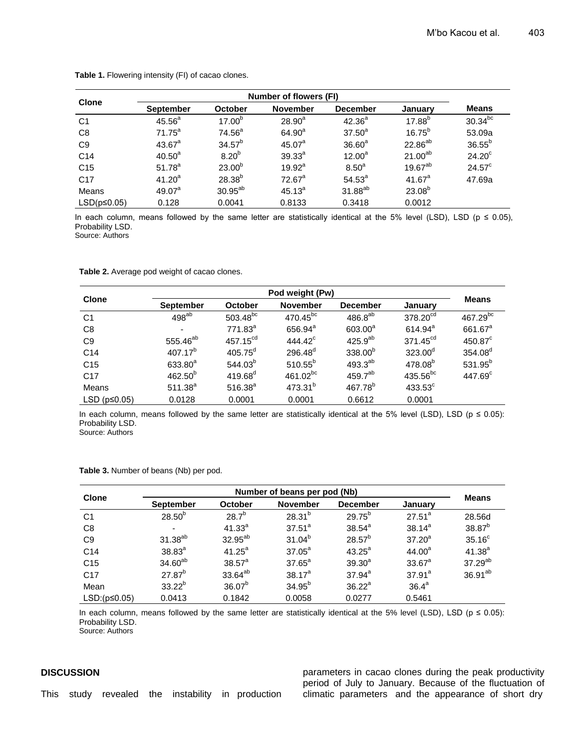**Table 1.** Flowering intensity (FI) of cacao clones.

| Clone | Number of flowers (FI) | | | | | Means |
|---|---|---|---|---|---|---|
| | September | October | November | December | January | |
| C1 | $45.56^{a}$ | $17.00^{b}$ | $28.90^{a}$ | $42.36^{a}$ | $17.88^{b}$ | $30.34^{bc}$ |
| C8 | $71.75^{a}$ | $74.56^{a}$ | $64.90^{a}$ | $37.50^{a}$ | $16.75^{b}$ | 53.09a |
| C9 | $43.67^{a}$ | $34.57^{b}$ | $45.07^{a}$ | $36.60^{a}$ | $22.86^{ab}$ | $36.55^{b}$ |
| C14 | $40.50^{a}$ | $8.20^{b}$ | $39.33^{a}$ | $12.00^{a}$ | $21.00^{ab}$ | $24.20^{c}$ |
| C15 | $51.78^{a}$ | $23.00^{b}$ | $19.92^{a}$ | $8.50^{a}$ | $19.67^{ab}$ | $24.57^{c}$ |
| C17 | $41.20^{a}$ | $28.38^{b}$ | $72.67^{a}$ | $54.53^{a}$ | $41.67^{a}$ | 47.69a |
| Means | $49.07^{a}$ | $30.95^{ab}$ | $45.13^{a}$ | $31.88^{ab}$ | $23.08^{b}$ | |
| LSD(p≤0.05) | 0.128 | 0.0041 | 0.8133 | 0.3418 | 0.0012 | |

In each column, means followed by the same letter are statistically identical at the 5% level (LSD), LSD (p ≤ 0.05), Probability LSD.
Source: Authors

**Table 2.** Average pod weight of cacao clones.

| Clone | Pod weight (Pw) | | | | | Means |
|---|---|---|---|---|---|---|
| | September | October | November | December | January | |
| C1 | $498^{ab}$ | $503.48^{bc}$ | $470.45^{bc}$ | $486.8^{ab}$ | $378.20^{cd}$ | $467.29^{bc}$ |
| C8 | - | $771.83^{a}$ | $656.94^{a}$ | $603.00^{a}$ | $614.94^{a}$ | $661.67^{a}$ |
| C9 | $555.46^{ab}$ | $457.15^{cd}$ | $444.42^{c}$ | $425.9^{ab}$ | $371.45^{cd}$ | $450.87^{c}$ |
| C14 | $407.17^{b}$ | $405.75^{d}$ | $296.48^{d}$ | $338.00^{b}$ | $323.00^{d}$ | $354.08^{d}$ |
| C15 | $633.80^{a}$ | $544.03^{b}$ | $510.55^{b}$ | $493.3^{ab}$ | $478.08^{b}$ | $531.95^{b}$ |
| C17 | $462.50^{b}$ | $419.68^{d}$ | $461.02^{bc}$ | $459.7^{ab}$ | $435.56^{bc}$ | $447.69^{c}$ |
| Means | $511.38^{a}$ | $516.38^{a}$ | $473.31^{b}$ | $467.78^{b}$ | $433.53^{c}$ | |
| LSD (p≤0.05) | 0.0128 | 0.0001 | 0.0001 | 0.6612 | 0.0001 | |

In each column, means followed by the same letter are statistically identical at the 5% level (LSD), LSD (p ≤ 0.05): Probability LSD.
Source: Authors

**Table 3.** Number of beans (Nb) per pod.

| Clone | Number of beans per pod (Nb) | | | | | Means |
|---|---|---|---|---|---|---|
| | September | October | November | December | January | |
| C1 | $28.50^{b}$ | $28.7^{b}$ | $28.31^{b}$ | $29.75^{b}$ | $27.51^{a}$ | 28.56d |
| C8 | - | $41.33^{a}$ | $37.51^{a}$ | $38.54^{a}$ | $38.14^{a}$ | $38.87^{b}$ |
| C9 | $31.38^{ab}$ | $32.95^{ab}$ | $31.04^{b}$ | $28.57^{b}$ | $37.20^{a}$ | $35.16^{c}$ |
| C14 | $38.83^{a}$ | $41.25^{a}$ | $37.05^{a}$ | $43.25^{a}$ | $44.00^{a}$ | $41.38^{a}$ |
| C15 | $34.60^{ab}$ | $38.57^{a}$ | $37.65^{a}$ | $39.30^{a}$ | $33.67^{a}$ | $37.29^{ab}$ |
| C17 | $27.87^{b}$ | $33.64^{ab}$ | $38.17^{a}$ | $37.94^{a}$ | $37.91^{a}$ | $36.91^{ab}$ |
| Mean | $33.22^{b}$ | $36.07^{b}$ | $34.95^{b}$ | $36.22^{a}$ | $36.4^{a}$ | |
| LSD:(p≤0.05) | 0.0413 | 0.1842 | 0.0058 | 0.0277 | 0.5461 | |

In each column, means followed by the same letter are statistically identical at the 5% level (LSD), LSD (p ≤ 0.05): Probability LSD.
Source: Authors

## DISCUSSION

This study revealed the instability in production parameters in cacao clones during the peak productivity period of July to January. Because of the fluctuation of climatic parameters and the appearance of short dry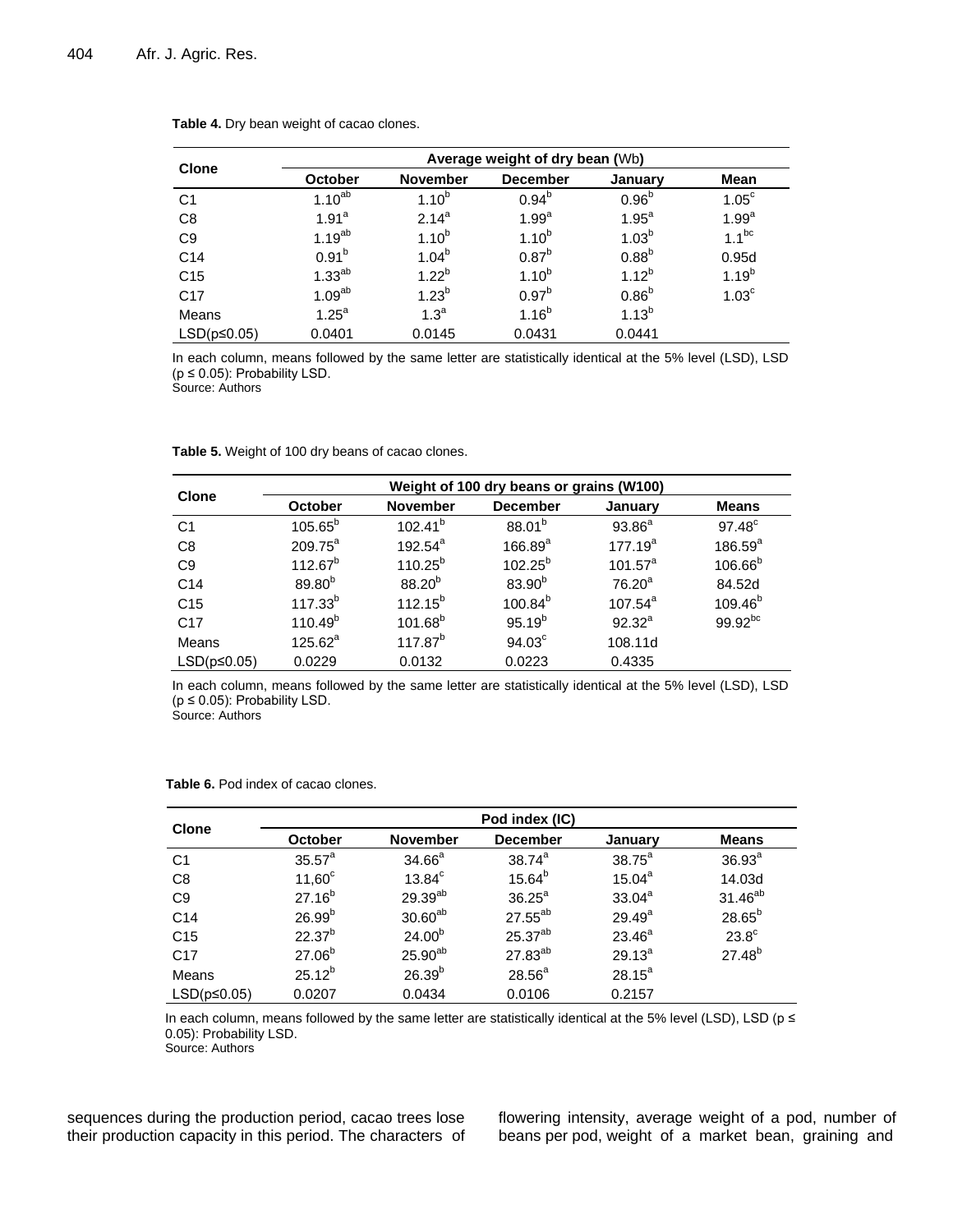**Table 4.** Dry bean weight of cacao clones.

| Clone | Average weight of dry bean (Wb) | | | | |
|---|---|---|---|---|---|
| | October | November | December | January | Mean |
| C1 | $1.10^{ab}$ | $1.10^{b}$ | $0.94^{b}$ | $0.96^{b}$ | $1.05^{c}$ |
| C8 | $1.91^{a}$ | $2.14^{a}$ | $1.99^{a}$ | $1.95^{a}$ | $1.99^{a}$ |
| C9 | $1.19^{ab}$ | $1.10^{b}$ | $1.10^{b}$ | $1.03^{b}$ | $1.1^{bc}$ |
| C14 | $0.91^{b}$ | $1.04^{b}$ | $0.87^{b}$ | $0.88^{b}$ | 0.95d |
| C15 | $1.33^{ab}$ | $1.22^{b}$ | $1.10^{b}$ | $1.12^{b}$ | $1.19^{b}$ |
| C17 | $1.09^{ab}$ | $1.23^{b}$ | $0.97^{b}$ | $0.86^{b}$ | $1.03^{c}$ |
| Means | $1.25^{a}$ | $1.3^{a}$ | $1.16^{b}$ | $1.13^{b}$ | |
| LSD(p≤0.05) | 0.0401 | 0.0145 | 0.0431 | 0.0441 | |

In each column, means followed by the same letter are statistically identical at the 5% level (LSD), LSD ($p \leq 0.05$): Probability LSD.
Source: Authors

**Table 5.** Weight of 100 dry beans of cacao clones.

| Clone | Weight of 100 dry beans or grains (W100) | | | | |
|---|---|---|---|---|---|
| | October | November | December | January | Means |
| C1 | $105.65^{b}$ | $102.41^{b}$ | $88.01^{b}$ | $93.86^{a}$ | $97.48^{c}$ |
| C8 | $209.75^{a}$ | $192.54^{a}$ | $166.89^{a}$ | $177.19^{a}$ | $186.59^{a}$ |
| C9 | $112.67^{b}$ | $110.25^{b}$ | $102.25^{b}$ | $101.57^{a}$ | $106.66^{b}$ |
| C14 | $89.80^{b}$ | $88.20^{b}$ | $83.90^{b}$ | $76.20^{a}$ | 84.52d |
| C15 | $117.33^{b}$ | $112.15^{b}$ | $100.84^{b}$ | $107.54^{a}$ | $109.46^{b}$ |
| C17 | $110.49^{b}$ | $101.68^{b}$ | $95.19^{b}$ | $92.32^{a}$ | $99.92^{bc}$ |
| Means | $125.62^{a}$ | $117.87^{b}$ | $94.03^{c}$ | 108.11d | |
| LSD(p≤0.05) | 0.0229 | 0.0132 | 0.0223 | 0.4335 | |

In each column, means followed by the same letter are statistically identical at the 5% level (LSD), LSD ($p \leq 0.05$): Probability LSD.
Source: Authors

**Table 6.** Pod index of cacao clones.

| Clone | Pod index (IC) | | | | |
|---|---|---|---|---|---|
| | October | November | December | January | Means |
| C1 | $35.57^{a}$ | $34.66^{a}$ | $38.74^{a}$ | $38.75^{a}$ | $36.93^{a}$ |
| C8 | $11,60^{c}$ | $13.84^{c}$ | $15.64^{b}$ | $15.04^{a}$ | 14.03d |
| C9 | $27.16^{b}$ | $29.39^{ab}$ | $36.25^{a}$ | $33.04^{a}$ | $31.46^{ab}$ |
| C14 | $26.99^{b}$ | $30.60^{ab}$ | $27.55^{ab}$ | $29.49^{a}$ | $28.65^{b}$ |
| C15 | $22.37^{b}$ | $24.00^{b}$ | $25.37^{ab}$ | $23.46^{a}$ | $23.8^{c}$ |
| C17 | $27.06^{b}$ | $25.90^{ab}$ | $27.83^{ab}$ | $29.13^{a}$ | $27.48^{b}$ |
| Means | $25.12^{b}$ | $26.39^{b}$ | $28.56^{a}$ | $28.15^{a}$ | |
| LSD(p≤0.05) | 0.0207 | 0.0434 | 0.0106 | 0.2157 | |

In each column, means followed by the same letter are statistically identical at the 5% level (LSD), LSD ($p \leq 0.05$): Probability LSD.
Source: Authors

sequences during the production period, cacao trees lose their production capacity in this period. The characters of flowering intensity, average weight of a pod, number of beans per pod, weight of a market bean, graining and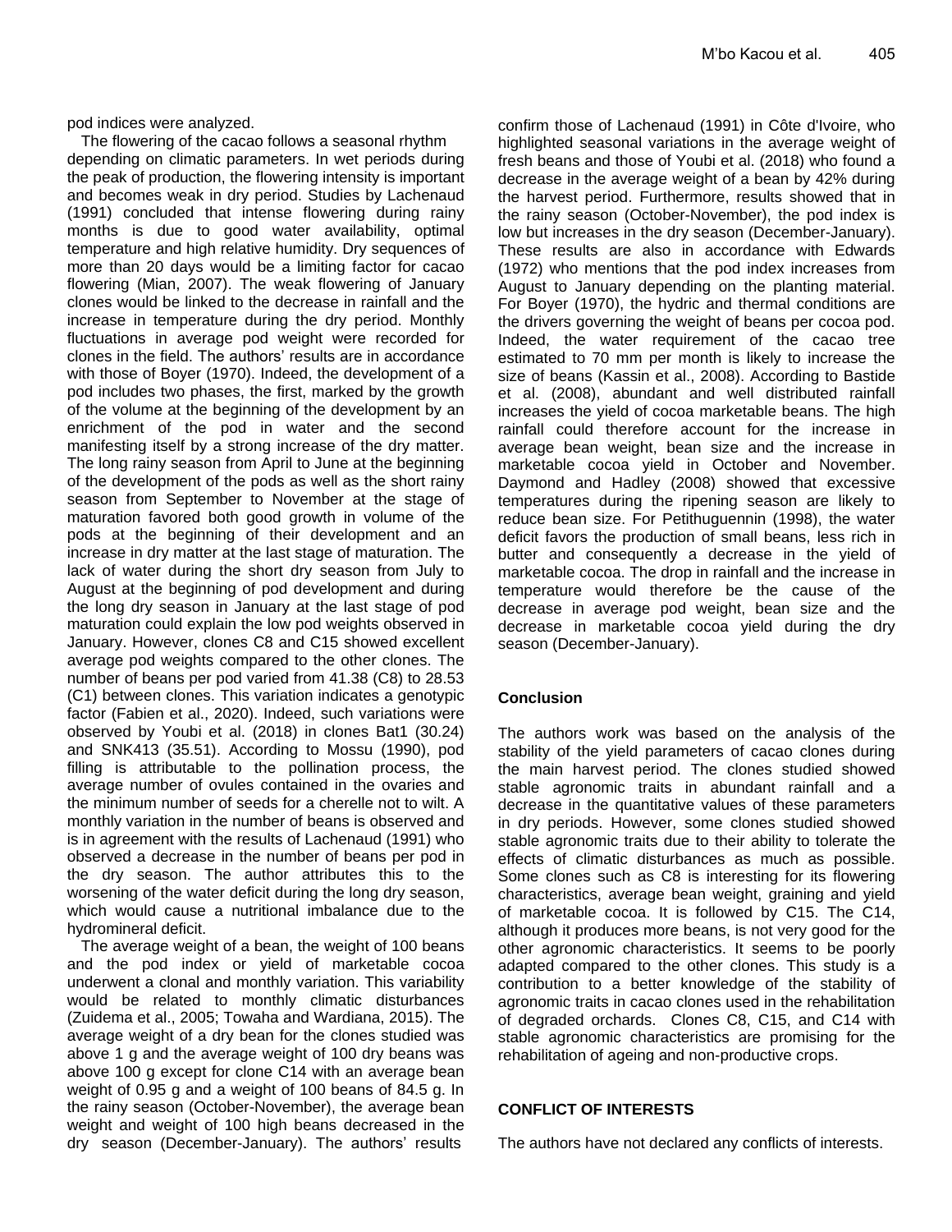pod indices were analyzed.

The flowering of the cacao follows a seasonal rhythm depending on climatic parameters. In wet periods during the peak of production, the flowering intensity is important and becomes weak in dry period. Studies by Lachenaud (1991) concluded that intense flowering during rainy months is due to good water availability, optimal temperature and high relative humidity. Dry sequences of more than 20 days would be a limiting factor for cacao flowering (Mian, 2007). The weak flowering of January clones would be linked to the decrease in rainfall and the increase in temperature during the dry period. Monthly fluctuations in average pod weight were recorded for clones in the field. The authors' results are in accordance with those of Boyer (1970). Indeed, the development of a pod includes two phases, the first, marked by the growth of the volume at the beginning of the development by an enrichment of the pod in water and the second manifesting itself by a strong increase of the dry matter. The long rainy season from April to June at the beginning of the development of the pods as well as the short rainy season from September to November at the stage of maturation favored both good growth in volume of the pods at the beginning of their development and an increase in dry matter at the last stage of maturation. The lack of water during the short dry season from July to August at the beginning of pod development and during the long dry season in January at the last stage of pod maturation could explain the low pod weights observed in January. However, clones C8 and C15 showed excellent average pod weights compared to the other clones. The number of beans per pod varied from 41.38 (C8) to 28.53 (C1) between clones. This variation indicates a genotypic factor (Fabien et al., 2020). Indeed, such variations were observed by Youbi et al. (2018) in clones Bat1 (30.24) and SNK413 (35.51). According to Mossu (1990), pod filling is attributable to the pollination process, the average number of ovules contained in the ovaries and the minimum number of seeds for a cherelle not to wilt. A monthly variation in the number of beans is observed and is in agreement with the results of Lachenaud (1991) who observed a decrease in the number of beans per pod in the dry season. The author attributes this to the worsening of the water deficit during the long dry season, which would cause a nutritional imbalance due to the hydromineral deficit.

The average weight of a bean, the weight of 100 beans and the pod index or yield of marketable cocoa underwent a clonal and monthly variation. This variability would be related to monthly climatic disturbances (Zuidema et al., 2005; Towaha and Wardiana, 2015). The average weight of a dry bean for the clones studied was above 1 g and the average weight of 100 dry beans was above 100 g except for clone C14 with an average bean weight of 0.95 g and a weight of 100 beans of 84.5 g. In the rainy season (October-November), the average bean weight and weight of 100 high beans decreased in the dry season (December-January). The authors' results confirm those of Lachenaud (1991) in Côte d'Ivoire, who highlighted seasonal variations in the average weight of fresh beans and those of Youbi et al. (2018) who found a decrease in the average weight of a bean by 42% during the harvest period. Furthermore, results showed that in the rainy season (October-November), the pod index is low but increases in the dry season (December-January). These results are also in accordance with Edwards (1972) who mentions that the pod index increases from August to January depending on the planting material. For Boyer (1970), the hydric and thermal conditions are the drivers governing the weight of beans per cocoa pod. Indeed, the water requirement of the cacao tree estimated to 70 mm per month is likely to increase the size of beans (Kassin et al., 2008). According to Bastide et al. (2008), abundant and well distributed rainfall increases the yield of cocoa marketable beans. The high rainfall could therefore account for the increase in average bean weight, bean size and the increase in marketable cocoa yield in October and November. Daymond and Hadley (2008) showed that excessive temperatures during the ripening season are likely to reduce bean size. For Petithuguennin (1998), the water deficit favors the production of small beans, less rich in butter and consequently a decrease in the yield of marketable cocoa. The drop in rainfall and the increase in temperature would therefore be the cause of the decrease in average pod weight, bean size and the decrease in marketable cocoa yield during the dry season (December-January).

## Conclusion

The authors work was based on the analysis of the stability of the yield parameters of cacao clones during the main harvest period. The clones studied showed stable agronomic traits in abundant rainfall and a decrease in the quantitative values of these parameters in dry periods. However, some clones studied showed stable agronomic traits due to their ability to tolerate the effects of climatic disturbances as much as possible. Some clones such as C8 is interesting for its flowering characteristics, average bean weight, graining and yield of marketable cocoa. It is followed by C15. The C14, although it produces more beans, is not very good for the other agronomic characteristics. It seems to be poorly adapted compared to the other clones. This study is a contribution to a better knowledge of the stability of agronomic traits in cacao clones used in the rehabilitation of degraded orchards. Clones C8, C15, and C14 with stable agronomic characteristics are promising for the rehabilitation of ageing and non-productive crops.

## CONFLICT OF INTERESTS

The authors have not declared any conflicts of interests.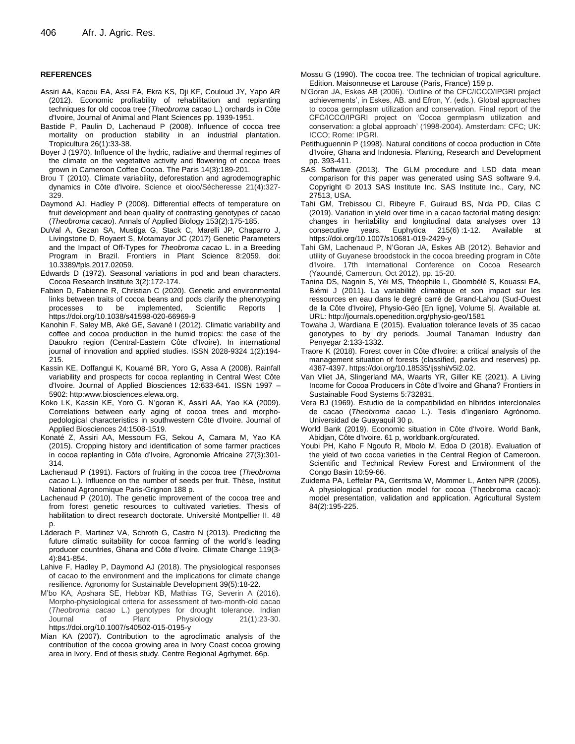## REFERENCES

Assiri AA, Kacou EA, Assi FA, Ekra KS, Dji KF, Couloud JY, Yapo AR (2012). Economic profitability of rehabilitation and replanting techniques for old cocoa tree (*Theobroma cacao* L.) orchards in Côte d'Ivoire, Journal of Animal and Plant Sciences pp. 1939-1951.

Bastide P, Paulin D, Lachenaud P (2008). Influence of cocoa tree mortality on production stability in an industrial plantation. Tropicultura 26(1):33-38.

Boyer J (1970). Influence of the hydric, radiative and thermal regimes of the climate on the vegetative activity and flowering of cocoa trees grown in Cameroon Coffee Cocoa. The Paris 14(3):189-201.

Brou T (2010). Climate variability, deforestation and agrodemographic dynamics in Côte d'Ivoire. Science et oioo/Sécheresse 21(4):327-329.

Daymond AJ, Hadley P (2008). Differential effects of temperature on fruit development and bean quality of contrasting genotypes of cacao (*Theobroma cacao*). Annals of Applied Biology 153(2):175-185.

DuVal A, Gezan SA, Mustiga G, Stack C, Marelli JP, Chaparro J, Livingstone D, Royaert S, Motamayor JC (2017) Genetic Parameters and the Impact of Off-Types for *Theobroma cacao* L. in a Breeding Program in Brazil. Frontiers in Plant Science 8:2059. doi: 10.3389/fpls.2017.02059.

Edwards D (1972). Seasonal variations in pod and bean characters. Cocoa Research Institute 3(2):172-174.

Fabien D, Fabienne R, Christian C (2020). Genetic and environmental links between traits of cocoa beans and pods clarify the phenotyping processes to be implemented, Scientific Reports | https://doi.org/10.1038/s41598-020-66969-9

Kanohin F, Saley MB, Aké GE, Savané I (2012). Climatic variability and coffee and cocoa production in the humid tropics: the case of the Daoukro region (Central-Eastern Côte d'Ivoire). In international journal of innovation and applied studies. ISSN 2028-9324 1(2):194-215.

Kassin KE, Doffangui K, Kouamé BR, Yoro G, Assa A (2008). Rainfall variability and prospects for cocoa replanting in Central West Côte d'Ivoire. Journal of Applied Biosciences 12:633-641. ISSN 1997 – 5902: http:www.biosciences.elewa.org.

Koko LK, Kassin KE, Yoro G, N'goran K, Assiri AA, Yao KA (2009). Correlations between early aging of cocoa trees and morpho-pedological characteristics in southwestern Côte d'Ivoire. Journal of Applied Biosciences 24:1508-1519.

Konaté Z, Assiri AA, Messoum FG, Sekou A, Camara M, Yao KA (2015). Cropping history and identification of some farmer practices in cocoa replanting in Côte d'Ivoire, Agronomie Africaine 27(3):301-314.

Lachenaud P (1991). Factors of fruiting in the cocoa tree (*Theobroma cacao* L.). Influence on the number of seeds per fruit. Thèse, Institut National Agronomique Paris-Grignon 188 p.

Lachenaud P (2010). The genetic improvement of the cocoa tree and from forest genetic resources to cultivated varieties. Thesis of habilitation to direct research doctorate. Université Montpellier II. 48 p.

Läderach P, Martinez VA, Schroth G, Castro N (2013). Predicting the future climatic suitability for cocoa farming of the world's leading producer countries, Ghana and Côte d'Ivoire. Climate Change 119(3-4):841-854.

Lahive F, Hadley P, Daymond AJ (2018). The physiological responses of cacao to the environment and the implications for climate change resilience. Agronomy for Sustainable Development 39(5):18-22.

M'bo KA, Apshara SE, Hebbar KB, Mathias TG, Severin A (2016). Morpho-physiological criteria for assessment of two-month-old cacao (*Theobroma cacao* L.) genotypes for drought tolerance. Indian Journal of Plant Physiology 21(1):23-30. https://doi.org/10.1007/s40502-015-0195-y

Mian KA (2007). Contribution to the agroclimatic analysis of the contribution of the cocoa growing area in Ivory Coast cocoa growing area in Ivory. End of thesis study. Centre Regional Agrhymet. 66p.

Mossu G (1990). The cocoa tree. The technician of tropical agriculture. Edition. Maisonneuse et Larouse (Paris, France) 159 p.

N'Goran JA, Eskes AB (2006). 'Outline of the CFC/ICCO/IPGRI project achievements', in Eskes, AB. and Efron, Y. (eds.). Global approaches to cocoa germplasm utilization and conservation. Final report of the CFC/ICCO/IPGRI project on 'Cocoa germplasm utilization and conservation: a global approach' (1998-2004). Amsterdam: CFC; UK: ICCO; Rome: IPGRI.

Petithuguennin P (1998). Natural conditions of cocoa production in Côte d'Ivoire, Ghana and Indonesia. Planting, Research and Development pp. 393-411.

SAS Software (2013). The GLM procedure and LSD data mean comparison for this paper was generated using SAS software 9.4. Copyright © 2013 SAS Institute Inc. SAS Institute Inc., Cary, NC 27513, USA.

Tahi GM, Trebissou CI, Ribeyre F, Guiraud BS, N'da PD, Cilas C (2019). Variation in yield over time in a cacao factorial mating design: changes in heritability and longitudinal data analyses over 13 consecutive years. Euphytica 215(6) :1-12. Available at https://doi.org/10.1007/s10681-019-2429-y

Tahi GM, Lachenaud P, N'Goran JA, Eskes AB (2012). Behavior and utility of Guyanese broodstock in the cocoa breeding program in Côte d'Ivoire. 17th International Conference on Cocoa Research (Yaoundé, Cameroun, Oct 2012), pp. 15-20.

Tanina DS, Nagnin S, Yéi MS, Théophile L, Gbombélé S, Kouassi EA, Biémi J (2011). La variabilité climatique et son impact sur les ressources en eau dans le degré carré de Grand-Lahou (Sud-Ouest de la Côte d'Ivoire), Physio-Géo [En ligne], Volume 5|. Available at. URL: http://journals.openedition.org/physio-geo/1581

Towaha J, Wardiana E (2015). Evaluation tolerance levels of 35 cacao genotypes to by dry periods. Journal Tanaman Industry dan Penyegar 2:133-1332.

Traore K (2018). Forest cover in Côte d'Ivoire: a critical analysis of the management situation of forests (classified, parks and reserves) pp. 4387-4397. https://doi.org/10.18535/ijsshi/v5i2.02.

Van Vliet JA, Slingerland MA, Waarts YR, Giller KE (2021). A Living Income for Cocoa Producers in Côte d'Ivoire and Ghana? Frontiers in Sustainable Food Systems 5:732831.

Vera BJ (1969). Estudio de la compatibilidad en híbridos interclonales de cacao (*Theobroma cacao* L.). Tesis d'ingeniero Agrónomo. Universidad de Guayaquil 30 p.

World Bank (2019). Economic situation in Côte d'Ivoire. World Bank, Abidjan, Côte d'Ivoire. 61 p, worldbank.org/curated.

Youbi PH, Kaho F Ngoufo R, Mbolo M, Edoa D (2018). Evaluation of the yield of two cocoa varieties in the Central Region of Cameroon. Scientific and Technical Review Forest and Environment of the Congo Basin 10:59-66.

Zuidema PA, Leffelar PA, Gerritsma W, Mommer L, Anten NPR (2005). A physiological production model for cocoa (Theobroma cacao): model presentation, validation and application. Agricultural System 84(2):195-225.